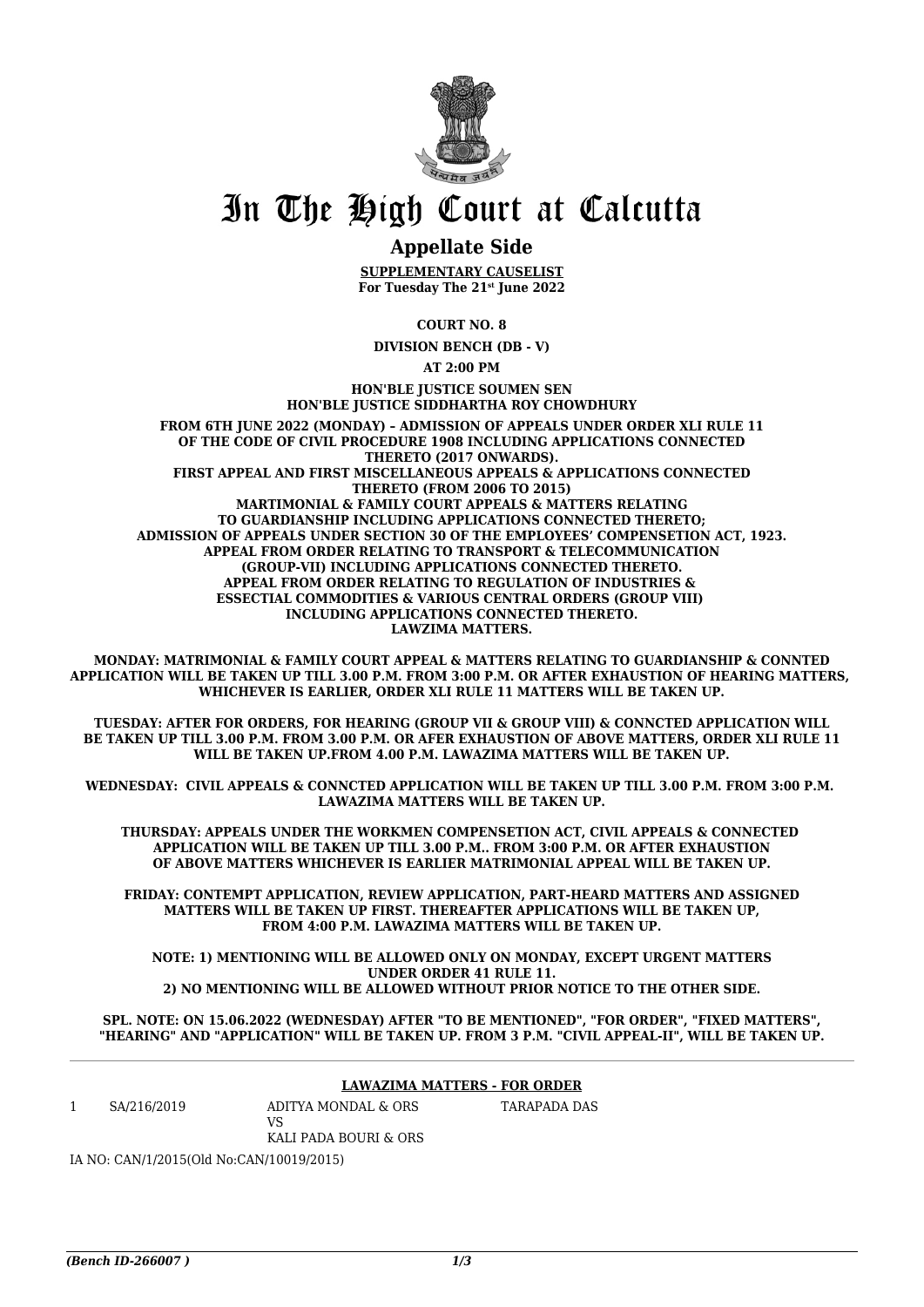# In The High Court at Calcutta

## Appellate Side

**SUPPLEMENTARY CAUSELIST**
**For Tuesday The 21st June 2022**

**COURT NO. 8**

**DIVISION BENCH (DB - V)**

**AT 2:00 PM**

**HON'BLE JUSTICE SOUMEN SEN**
**HON'BLE JUSTICE SIDDHARTHA ROY CHOWDHURY**

**FROM 6TH JUNE 2022 (MONDAY) – ADMISSION OF APPEALS UNDER ORDER XLI RULE 11 OF THE CODE OF CIVIL PROCEDURE 1908 INCLUDING APPLICATIONS CONNECTED THERETO (2017 ONWARDS).**
**FIRST APPEAL AND FIRST MISCELLANEOUS APPEALS & APPLICATIONS CONNECTED THERETO (FROM 2006 TO 2015)**
**MARTIMONIAL & FAMILY COURT APPEALS & MATTERS RELATING TO GUARDIANSHIP INCLUDING APPLICATIONS CONNECTED THERETO;**
**ADMISSION OF APPEALS UNDER SECTION 30 OF THE EMPLOYEES' COMPENSETION ACT, 1923.**
**APPEAL FROM ORDER RELATING TO TRANSPORT & TELECOMMUNICATION (GROUP-VII) INCLUDING APPLICATIONS CONNECTED THERETO.**
**APPEAL FROM ORDER RELATING TO REGULATION OF INDUSTRIES & ESSECTIAL COMMODITIES & VARIOUS CENTRAL ORDERS (GROUP VIII) INCLUDING APPLICATIONS CONNECTED THERETO.**
**LAWZIMA MATTERS.**

**MONDAY: MATRIMONIAL & FAMILY COURT APPEAL & MATTERS RELATING TO GUARDIANSHIP & CONNTED APPLICATION WILL BE TAKEN UP TILL 3.00 P.M. FROM 3:00 P.M. OR AFTER EXHAUSTION OF HEARING MATTERS, WHICHEVER IS EARLIER, ORDER XLI RULE 11 MATTERS WILL BE TAKEN UP.**

**TUESDAY: AFTER FOR ORDERS, FOR HEARING (GROUP VII & GROUP VIII) & CONNCTED APPLICATION WILL BE TAKEN UP TILL 3.00 P.M. FROM 3.00 P.M. OR AFER EXHAUSTION OF ABOVE MATTERS, ORDER XLI RULE 11 WILL BE TAKEN UP.FROM 4.00 P.M. LAWAZIMA MATTERS WILL BE TAKEN UP.**

**WEDNESDAY: CIVIL APPEALS & CONNCTED APPLICATION WILL BE TAKEN UP TILL 3.00 P.M. FROM 3:00 P.M. LAWAZIMA MATTERS WILL BE TAKEN UP.**

**THURSDAY: APPEALS UNDER THE WORKMEN COMPENSETION ACT, CIVIL APPEALS & CONNECTED APPLICATION WILL BE TAKEN UP TILL 3.00 P.M.. FROM 3:00 P.M. OR AFTER EXHAUSTION OF ABOVE MATTERS WHICHEVER IS EARLIER MATRIMONIAL APPEAL WILL BE TAKEN UP.**

**FRIDAY: CONTEMPT APPLICATION, REVIEW APPLICATION, PART-HEARD MATTERS AND ASSIGNED MATTERS WILL BE TAKEN UP FIRST. THEREAFTER APPLICATIONS WILL BE TAKEN UP, FROM 4:00 P.M. LAWAZIMA MATTERS WILL BE TAKEN UP.**

**NOTE: 1) MENTIONING WILL BE ALLOWED ONLY ON MONDAY, EXCEPT URGENT MATTERS UNDER ORDER 41 RULE 11.**
**2) NO MENTIONING WILL BE ALLOWED WITHOUT PRIOR NOTICE TO THE OTHER SIDE.**

**SPL. NOTE: ON 15.06.2022 (WEDNESDAY) AFTER "TO BE MENTIONED", "FOR ORDER", "FIXED MATTERS", "HEARING" AND "APPLICATION" WILL BE TAKEN UP. FROM 3 P.M. "CIVIL APPEAL-II", WILL BE TAKEN UP.**

---

**LAWAZIMA MATTERS - FOR ORDER**

| | | | |
|---|---|---|---|
| 1 | SA/216/2019 | ADITYA MONDAL & ORS<br>VS<br>KALI PADA BOURI & ORS | TARAPADA DAS |

IA NO: CAN/1/2015(Old No:CAN/10019/2015)

*(Bench ID-266007 )*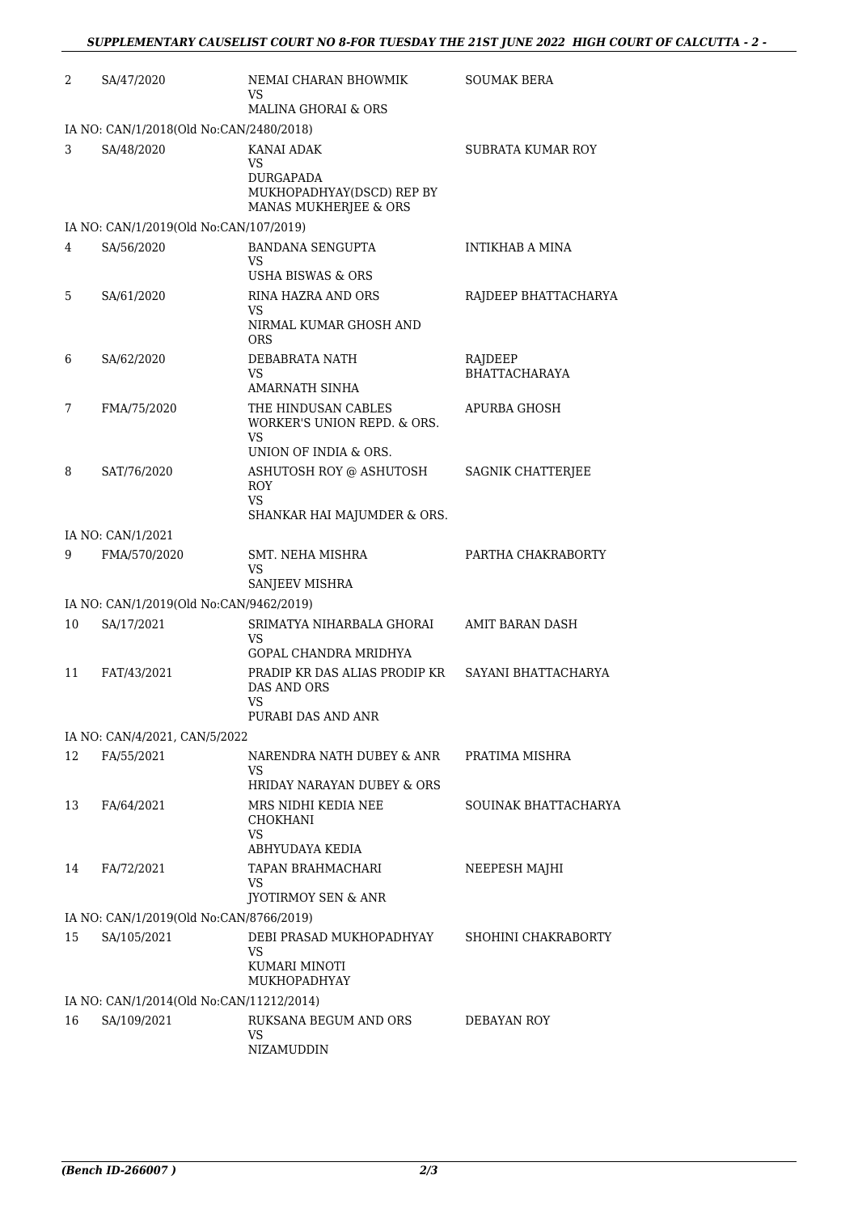| | | | |
|---|---|---|---|
| 2 | SA/47/2020 | NEMAI CHARAN BHOWMIK<br>VS<br>MALINA GHORAI & ORS | SOUMAK BERA |
| IA NO: CAN/1/2018(Old No:CAN/2480/2018) | | | |
| 3 | SA/48/2020 | KANAI ADAK<br>VS<br>DURGAPADA MUKHOPADHYAY(DSCD) REP BY MANAS MUKHERJEE & ORS | SUBRATA KUMAR ROY |
| IA NO: CAN/1/2019(Old No:CAN/107/2019) | | | |
| 4 | SA/56/2020 | BANDANA SENGUPTA<br>VS<br>USHA BISWAS & ORS | INTIKHAB A MINA |
| 5 | SA/61/2020 | RINA HAZRA AND ORS<br>VS<br>NIRMAL KUMAR GHOSH AND ORS | RAJDEEP BHATTACHARYA |
| 6 | SA/62/2020 | DEBABRATA NATH<br>VS<br>AMARNATH SINHA | RAJDEEP BHATTACHARAYA |
| 7 | FMA/75/2020 | THE HINDUSAN CABLES WORKER'S UNION REPD. & ORS.<br>VS<br>UNION OF INDIA & ORS. | APURBA GHOSH |
| 8 | SAT/76/2020 | ASHUTOSH ROY @ ASHUTOSH ROY<br>VS<br>SHANKAR HAI MAJUMDER & ORS. | SAGNIK CHATTERJEE |
| IA NO: CAN/1/2021 | | | |
| 9 | FMA/570/2020 | SMT. NEHA MISHRA<br>VS<br>SANJEEV MISHRA | PARTHA CHAKRABORTY |
| IA NO: CAN/1/2019(Old No:CAN/9462/2019) | | | |
| 10 | SA/17/2021 | SRIMATYA NIHARBALA GHORAI<br>VS<br>GOPAL CHANDRA MRIDHYA | AMIT BARAN DASH |
| 11 | FAT/43/2021 | PRADIP KR DAS ALIAS PRODIP KR DAS AND ORS<br>VS<br>PURABI DAS AND ANR | SAYANI BHATTACHARYA |
| IA NO: CAN/4/2021, CAN/5/2022 | | | |
| 12 | FA/55/2021 | NARENDRA NATH DUBEY & ANR<br>VS<br>HRIDAY NARAYAN DUBEY & ORS | PRATIMA MISHRA |
| 13 | FA/64/2021 | MRS NIDHI KEDIA NEE CHOKHANI<br>VS<br>ABHYUDAYA KEDIA | SOUINAK BHATTACHARYA |
| 14 | FA/72/2021 | TAPAN BRAHMACHARI<br>VS<br>JYOTIRMOY SEN & ANR | NEEPESH MAJHI |
| IA NO: CAN/1/2019(Old No:CAN/8766/2019) | | | |
| 15 | SA/105/2021 | DEBI PRASAD MUKHOPADHYAY<br>VS<br>KUMARI MINOTI MUKHOPADHYAY | SHOHINI CHAKRABORTY |
| IA NO: CAN/1/2014(Old No:CAN/11212/2014) | | | |
| 16 | SA/109/2021 | RUKSANA BEGUM AND ORS<br>VS<br>NIZAMUDDIN | DEBAYAN ROY |

*(Bench ID-266007 )*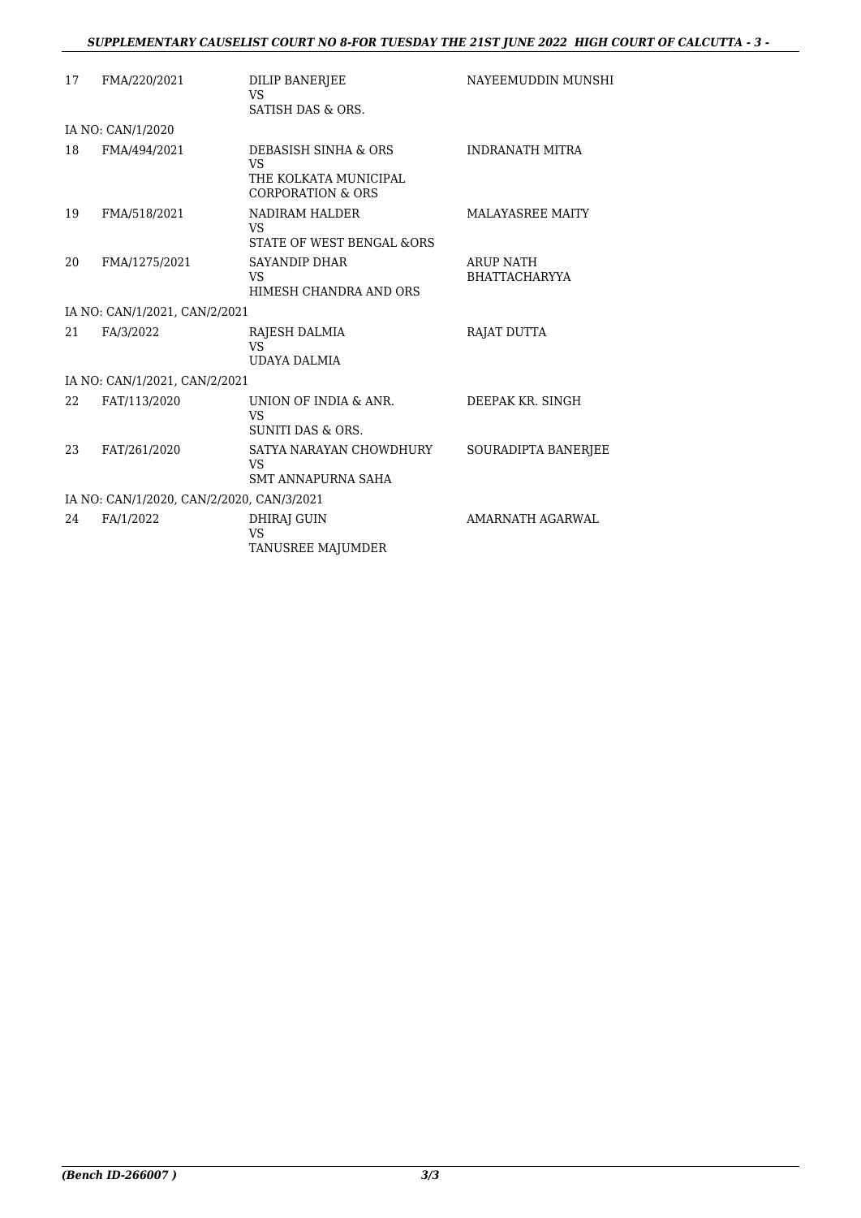| | | | |
|---|---|---|---|
| 17 | FMA/220/2021 | DILIP BANERJEE<br>VS<br>SATISH DAS & ORS. | NAYEEMUDDIN MUNSHI |
| IA NO: CAN/1/2020 | | | |
| 18 | FMA/494/2021 | DEBASISH SINHA & ORS<br>VS<br>THE KOLKATA MUNICIPAL CORPORATION & ORS | INDRANATH MITRA |
| 19 | FMA/518/2021 | NADIRAM HALDER<br>VS<br>STATE OF WEST BENGAL &ORS | MALAYASREE MAITY |
| 20 | FMA/1275/2021 | SAYANDIP DHAR<br>VS<br>HIMESH CHANDRA AND ORS | ARUP NATH BHATTACHARYYA |
| IA NO: CAN/1/2021, CAN/2/2021 | | | |
| 21 | FA/3/2022 | RAJESH DALMIA<br>VS<br>UDAYA DALMIA | RAJAT DUTTA |
| IA NO: CAN/1/2021, CAN/2/2021 | | | |
| 22 | FAT/113/2020 | UNION OF INDIA & ANR.<br>VS<br>SUNITI DAS & ORS. | DEEPAK KR. SINGH |
| 23 | FAT/261/2020 | SATYA NARAYAN CHOWDHURY<br>VS<br>SMT ANNAPURNA SAHA | SOURADIPTA BANERJEE |
| IA NO: CAN/1/2020, CAN/2/2020, CAN/3/2021 | | | |
| 24 | FA/1/2022 | DHIRAJ GUIN<br>VS<br>TANUSREE MAJUMDER | AMARNATH AGARWAL |

*(Bench ID-266007 )*